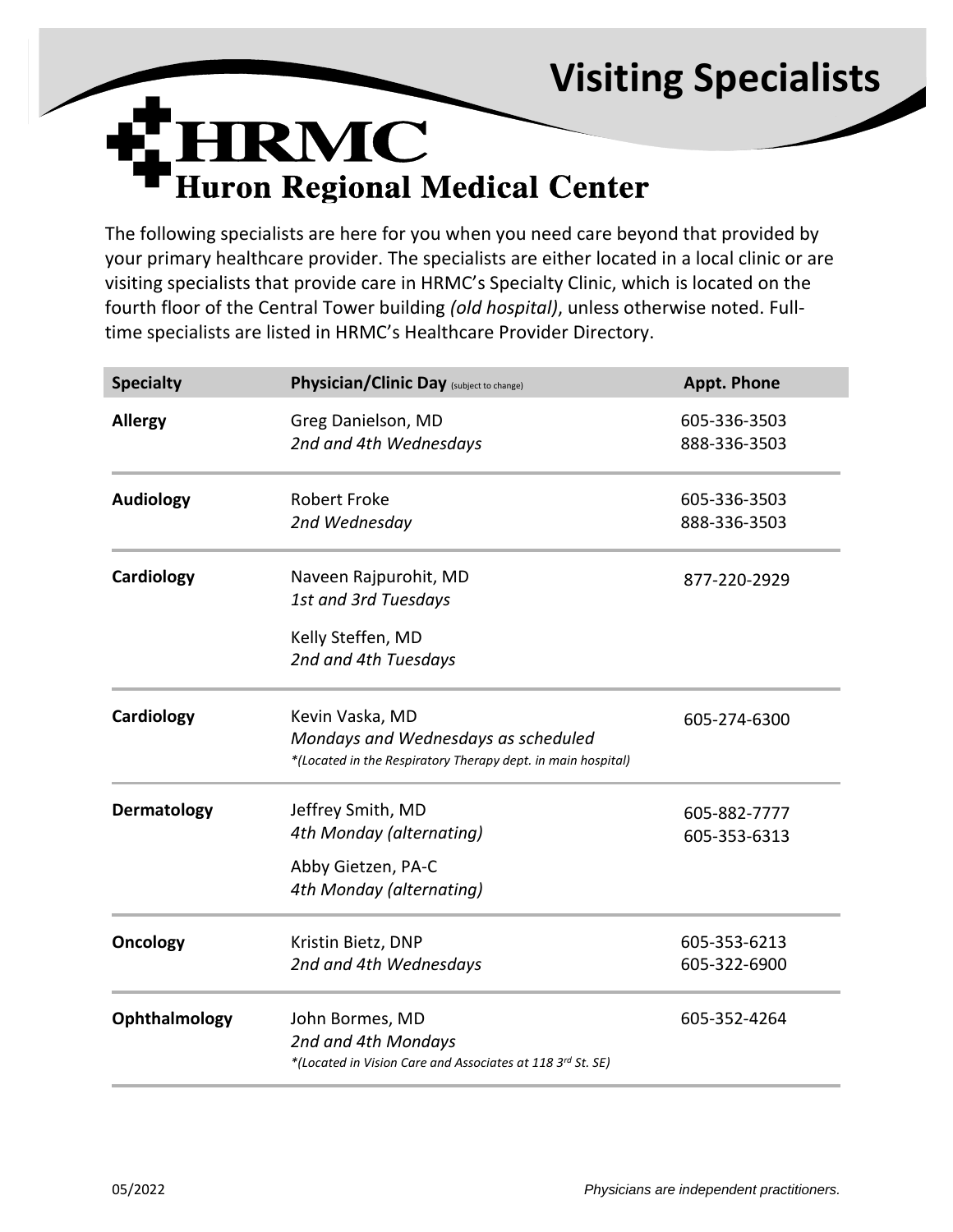# Visiting Specialists

## HRMC
## Huron Regional Medical Center

The following specialists are here for you when you need care beyond that provided by your primary healthcare provider. The specialists are either located in a local clinic or are visiting specialists that provide care in HRMC's Specialty Clinic, which is located on the fourth floor of the Central Tower building *(old hospital)*, unless otherwise noted. Full-time specialists are listed in HRMC's Healthcare Provider Directory.

| Specialty | Physician/Clinic Day (subject to change) | Appt. Phone |
|---|---|---|
| **Allergy** | Greg Danielson, MD<br>*2nd and 4th Wednesdays* | 605-336-3503<br>888-336-3503 |
| **Audiology** | Robert Froke<br>*2nd Wednesday* | 605-336-3503<br>888-336-3503 |
| **Cardiology** | Naveen Rajpurohit, MD<br>*1st and 3rd Tuesdays*<br>Kelly Steffen, MD<br>*2nd and 4th Tuesdays* | 877-220-2929 |
| **Cardiology** | Kevin Vaska, MD<br>*Mondays and Wednesdays as scheduled*<br>*\*(Located in the Respiratory Therapy dept. in main hospital)* | 605-274-6300 |
| **Dermatology** | Jeffrey Smith, MD<br>*4th Monday (alternating)*<br>Abby Gietzen, PA-C<br>*4th Monday (alternating)* | 605-882-7777<br>605-353-6313 |
| **Oncology** | Kristin Bietz, DNP<br>*2nd and 4th Wednesdays* | 605-353-6213<br>605-322-6900 |
| **Ophthalmology** | John Bormes, MD<br>*2nd and 4th Mondays*<br>*\*(Located in Vision Care and Associates at 118 3rd St. SE)* | 605-352-4264 |

05/2022

*Physicians are independent practitioners.*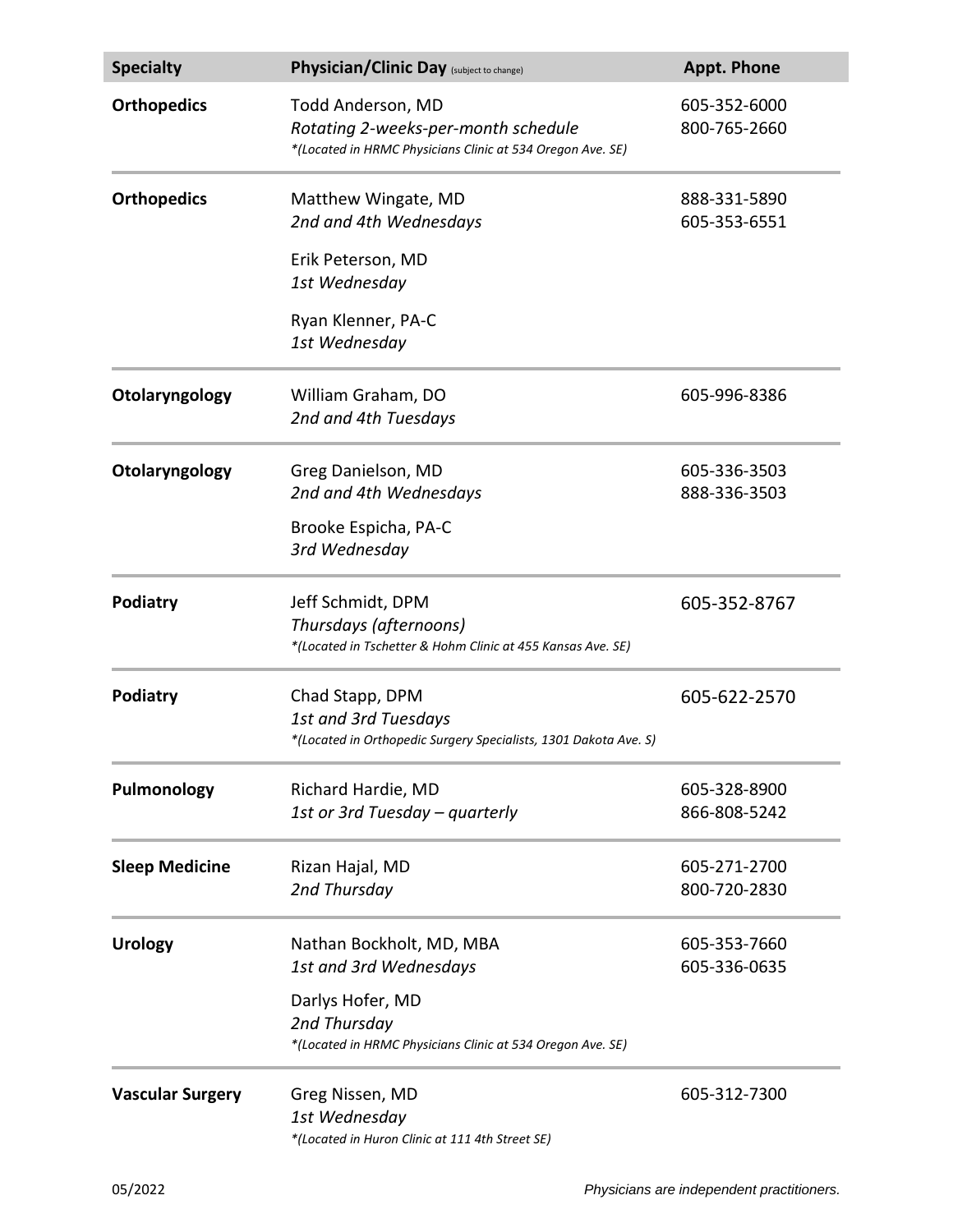| Specialty | Physician/Clinic Day (subject to change) | Appt. Phone |
|---|---|---|
| **Orthopedics** | Todd Anderson, MD<br>*Rotating 2-weeks-per-month schedule*<br>*\*(Located in HRMC Physicians Clinic at 534 Oregon Ave. SE)* | 605-352-6000<br>800-765-2660 |
| **Orthopedics** | Matthew Wingate, MD<br>*2nd and 4th Wednesdays*<br>Erik Peterson, MD<br>*1st Wednesday*<br>Ryan Klenner, PA-C<br>*1st Wednesday* | 888-331-5890<br>605-353-6551 |
| **Otolaryngology** | William Graham, DO<br>*2nd and 4th Tuesdays* | 605-996-8386 |
| **Otolaryngology** | Greg Danielson, MD<br>*2nd and 4th Wednesdays*<br>Brooke Espicha, PA-C<br>*3rd Wednesday* | 605-336-3503<br>888-336-3503 |
| **Podiatry** | Jeff Schmidt, DPM<br>*Thursdays (afternoons)*<br>*\*(Located in Tschetter & Hohm Clinic at 455 Kansas Ave. SE)* | 605-352-8767 |
| **Podiatry** | Chad Stapp, DPM<br>*1st and 3rd Tuesdays*<br>*\*(Located in Orthopedic Surgery Specialists, 1301 Dakota Ave. S)* | 605-622-2570 |
| **Pulmonology** | Richard Hardie, MD<br>*1st or 3rd Tuesday – quarterly* | 605-328-8900<br>866-808-5242 |
| **Sleep Medicine** | Rizan Hajal, MD<br>*2nd Thursday* | 605-271-2700<br>800-720-2830 |
| **Urology** | Nathan Bockholt, MD, MBA<br>*1st and 3rd Wednesdays*<br>Darlys Hofer, MD<br>*2nd Thursday*<br>*\*(Located in HRMC Physicians Clinic at 534 Oregon Ave. SE)* | 605-353-7660<br>605-336-0635 |
| **Vascular Surgery** | Greg Nissen, MD<br>*1st Wednesday*<br>*\*(Located in Huron Clinic at 111 4th Street SE)* | 605-312-7300 |

05/2022

*Physicians are independent practitioners.*